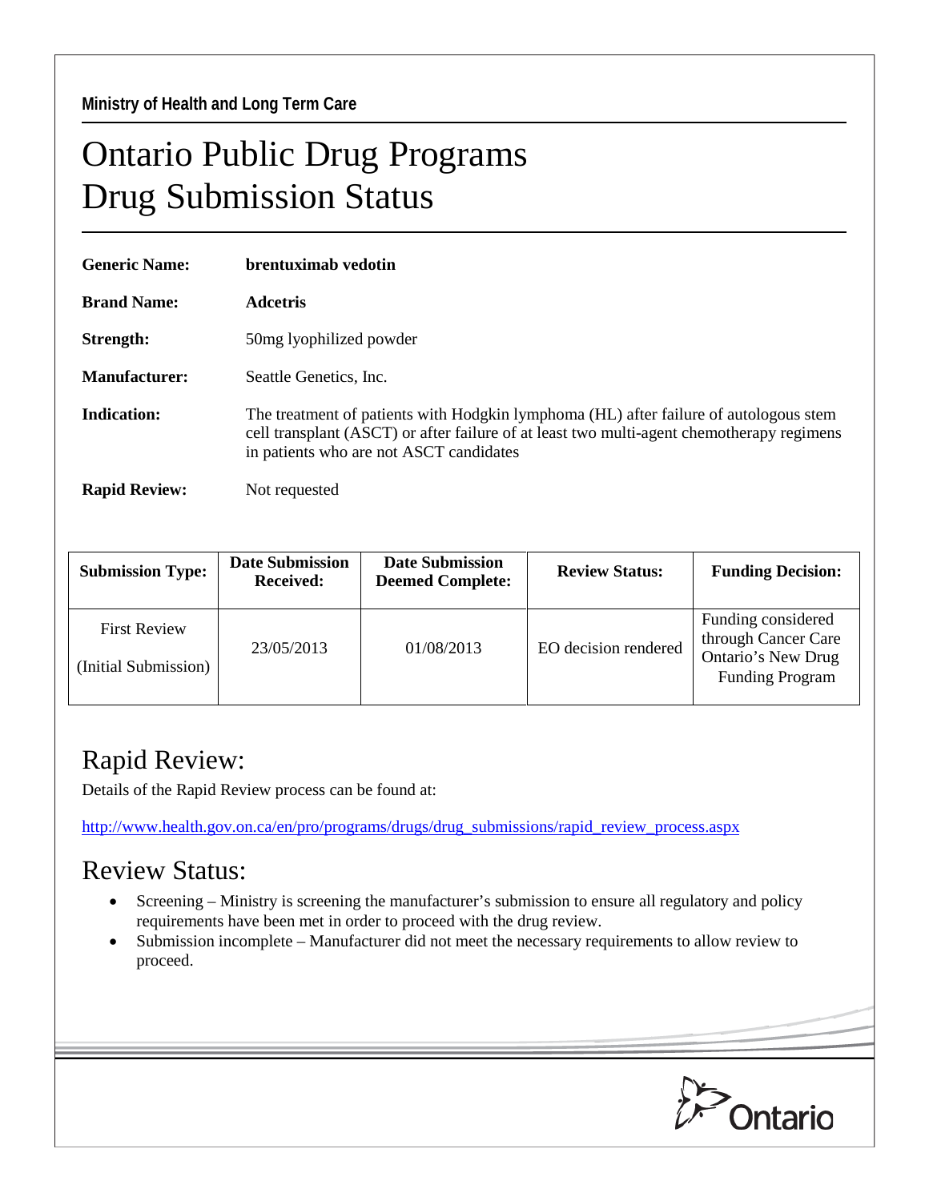**Ministry of Health and Long Term Care**

# Ontario Public Drug Programs
# Drug Submission Status

**Generic Name:** **brentuximab vedotin**

**Brand Name:** **Adcetris**

**Strength:** 50mg lyophilized powder

**Manufacturer:** Seattle Genetics, Inc.

**Indication:** The treatment of patients with Hodgkin lymphoma (HL) after failure of autologous stem cell transplant (ASCT) or after failure of at least two multi-agent chemotherapy regimens in patients who are not ASCT candidates

**Rapid Review:** Not requested

| Submission Type: | Date Submission Received: | Date Submission Deemed Complete: | Review Status: | Funding Decision: |
|---|---|---|---|---|
| First Review (Initial Submission) | 23/05/2013 | 01/08/2013 | EO decision rendered | Funding considered through Cancer Care Ontario's New Drug Funding Program |

## Rapid Review:

Details of the Rapid Review process can be found at:

http://www.health.gov.on.ca/en/pro/programs/drugs/drug_submissions/rapid_review_process.aspx

## Review Status:

- Screening – Ministry is screening the manufacturer's submission to ensure all regulatory and policy requirements have been met in order to proceed with the drug review.
- Submission incomplete – Manufacturer did not meet the necessary requirements to allow review to proceed.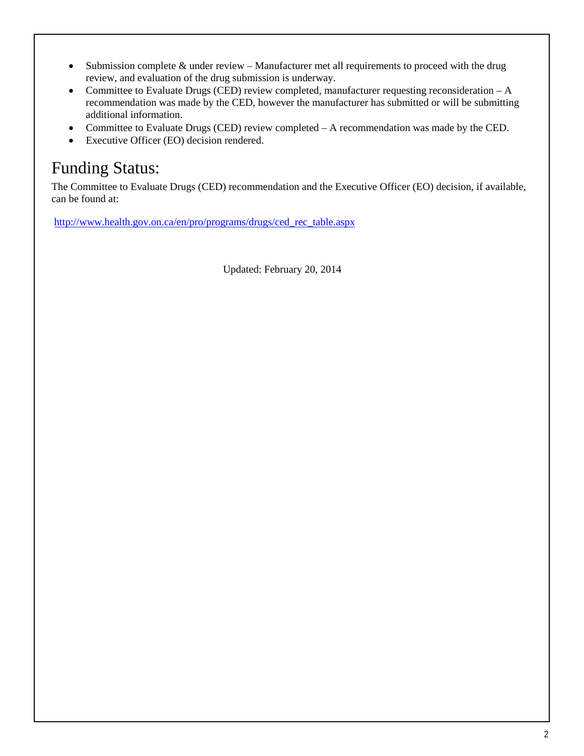- Submission complete & under review – Manufacturer met all requirements to proceed with the drug review, and evaluation of the drug submission is underway.
- Committee to Evaluate Drugs (CED) review completed, manufacturer requesting reconsideration – A recommendation was made by the CED, however the manufacturer has submitted or will be submitting additional information.
- Committee to Evaluate Drugs (CED) review completed – A recommendation was made by the CED.
- Executive Officer (EO) decision rendered.

# Funding Status:

The Committee to Evaluate Drugs (CED) recommendation and the Executive Officer (EO) decision, if available, can be found at:

http://www.health.gov.on.ca/en/pro/programs/drugs/ced_rec_table.aspx

Updated: February 20, 2014